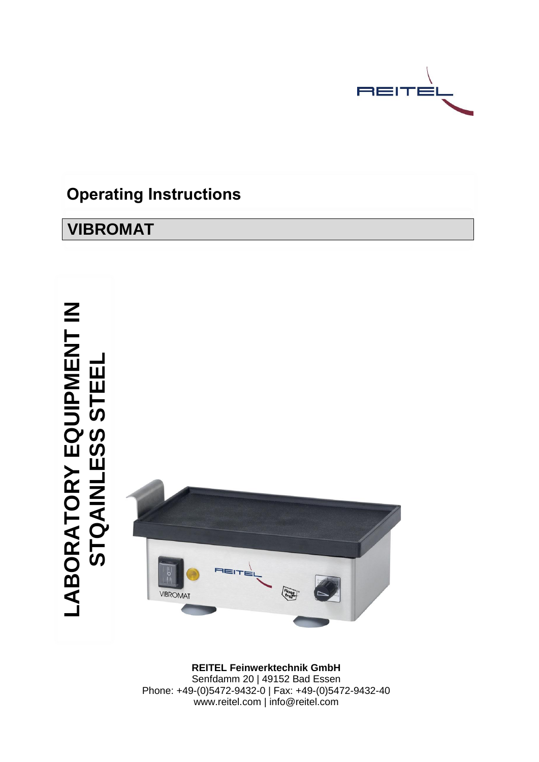# Operating Instructions

## VIBROMAT

**LABORATORY EQUIPMENT IN STQAINLESS STEEL**

**REITEL Feinwerktechnik GmbH**
Senfdamm 20 | 49152 Bad Essen
Phone: +49-(0)5472-9432-0 | Fax: +49-(0)5472-9432-40
www.reitel.com | info@reitel.com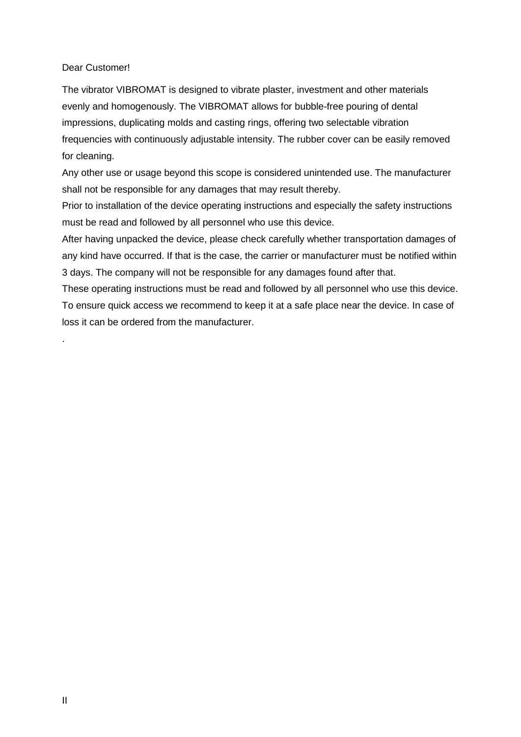Dear Customer!

The vibrator VIBROMAT is designed to vibrate plaster, investment and other materials evenly and homogenously. The VIBROMAT allows for bubble-free pouring of dental impressions, duplicating molds and casting rings, offering two selectable vibration frequencies with continuously adjustable intensity. The rubber cover can be easily removed for cleaning.

Any other use or usage beyond this scope is considered unintended use. The manufacturer shall not be responsible for any damages that may result thereby.

Prior to installation of the device operating instructions and especially the safety instructions must be read and followed by all personnel who use this device.

After having unpacked the device, please check carefully whether transportation damages of any kind have occurred. If that is the case, the carrier or manufacturer must be notified within 3 days. The company will not be responsible for any damages found after that.

These operating instructions must be read and followed by all personnel who use this device. To ensure quick access we recommend to keep it at a safe place near the device. In case of loss it can be ordered from the manufacturer.

.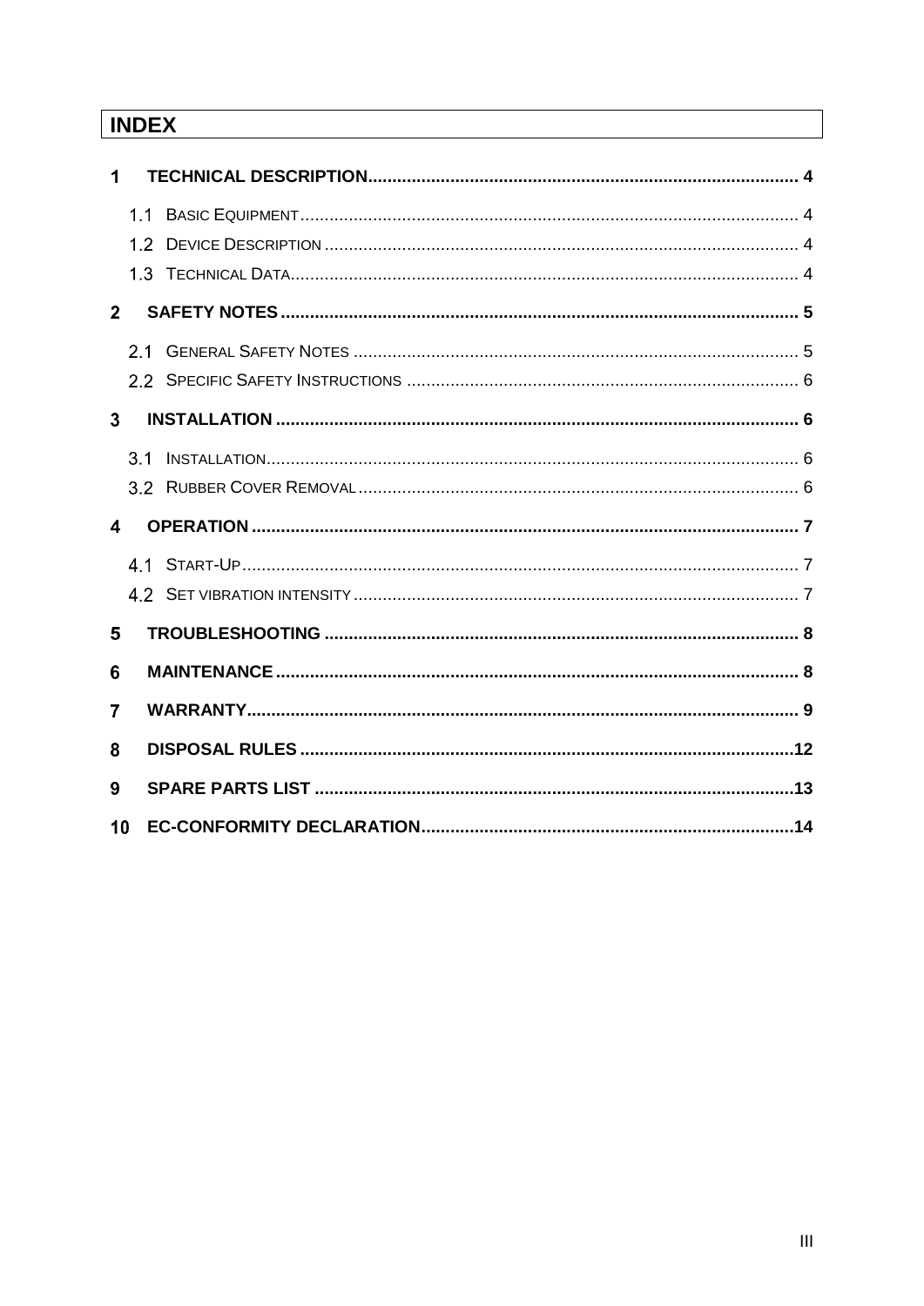# INDEX

**1 TECHNICAL DESCRIPTION ........ 4**

- 1.1 BASIC EQUIPMENT ........ 4
- 1.2 DEVICE DESCRIPTION ........ 4
- 1.3 TECHNICAL DATA ........ 4

**2 SAFETY NOTES ........ 5**

- 2.1 GENERAL SAFETY NOTES ........ 5
- 2.2 SPECIFIC SAFETY INSTRUCTIONS ........ 6

**3 INSTALLATION ........ 6**

- 3.1 INSTALLATION ........ 6
- 3.2 RUBBER COVER REMOVAL ........ 6

**4 OPERATION ........ 7**

- 4.1 START-UP ........ 7
- 4.2 SET VIBRATION INTENSITY ........ 7

**5 TROUBLESHOOTING ........ 8**

**6 MAINTENANCE ........ 8**

**7 WARRANTY ........ 9**

**8 DISPOSAL RULES ........ 12**

**9 SPARE PARTS LIST ........ 13**

**10 EC-CONFORMITY DECLARATION ........ 14**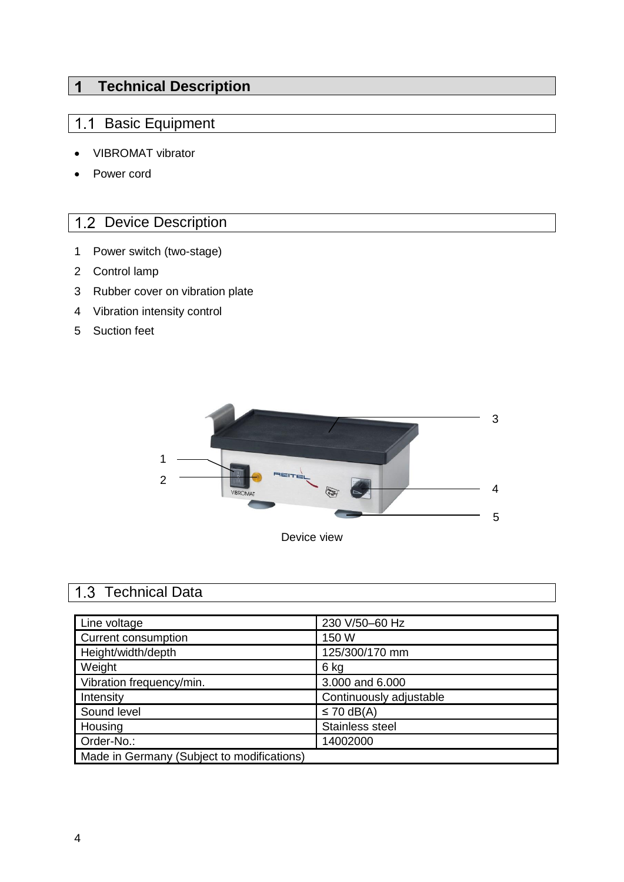# 1 Technical Description

## 1.1 Basic Equipment

- VIBROMAT vibrator
- Power cord

## 1.2 Device Description

1 Power switch (two-stage)

2 Control lamp

3 Rubber cover on vibration plate

4 Vibration intensity control

5 Suction feet

Device view

## 1.3 Technical Data

| Line voltage | 230 V/50–60 Hz |
|---|---|
| Current consumption | 150 W |
| Height/width/depth | 125/300/170 mm |
| Weight | 6 kg |
| Vibration frequency/min. | 3.000 and 6.000 |
| Intensity | Continuously adjustable |
| Sound level | ≤ 70 dB(A) |
| Housing | Stainless steel |
| Order-No.: | 14002000 |
| Made in Germany (Subject to modifications) | |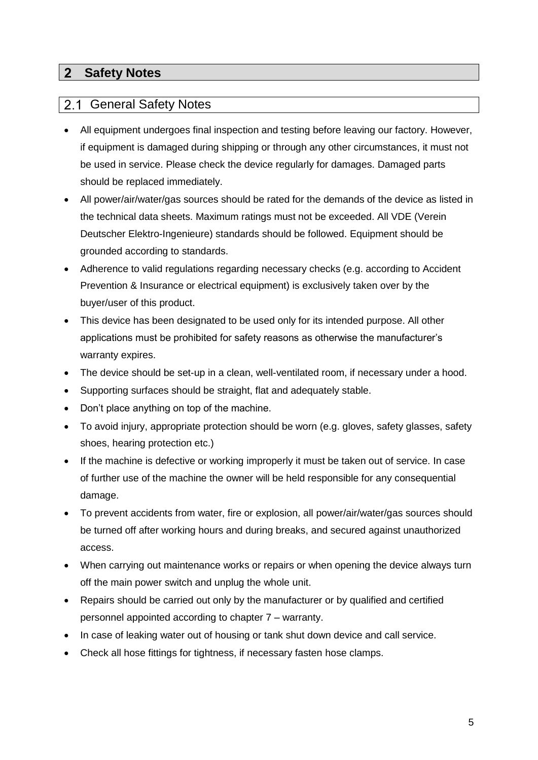# 2 Safety Notes

## 2.1 General Safety Notes

- All equipment undergoes final inspection and testing before leaving our factory. However, if equipment is damaged during shipping or through any other circumstances, it must not be used in service. Please check the device regularly for damages. Damaged parts should be replaced immediately.
- All power/air/water/gas sources should be rated for the demands of the device as listed in the technical data sheets. Maximum ratings must not be exceeded. All VDE (Verein Deutscher Elektro-Ingenieure) standards should be followed. Equipment should be grounded according to standards.
- Adherence to valid regulations regarding necessary checks (e.g. according to Accident Prevention & Insurance or electrical equipment) is exclusively taken over by the buyer/user of this product.
- This device has been designated to be used only for its intended purpose. All other applications must be prohibited for safety reasons as otherwise the manufacturer's warranty expires.
- The device should be set-up in a clean, well-ventilated room, if necessary under a hood.
- Supporting surfaces should be straight, flat and adequately stable.
- Don't place anything on top of the machine.
- To avoid injury, appropriate protection should be worn (e.g. gloves, safety glasses, safety shoes, hearing protection etc.)
- If the machine is defective or working improperly it must be taken out of service. In case of further use of the machine the owner will be held responsible for any consequential damage.
- To prevent accidents from water, fire or explosion, all power/air/water/gas sources should be turned off after working hours and during breaks, and secured against unauthorized access.
- When carrying out maintenance works or repairs or when opening the device always turn off the main power switch and unplug the whole unit.
- Repairs should be carried out only by the manufacturer or by qualified and certified personnel appointed according to chapter 7 – warranty.
- In case of leaking water out of housing or tank shut down device and call service.
- Check all hose fittings for tightness, if necessary fasten hose clamps.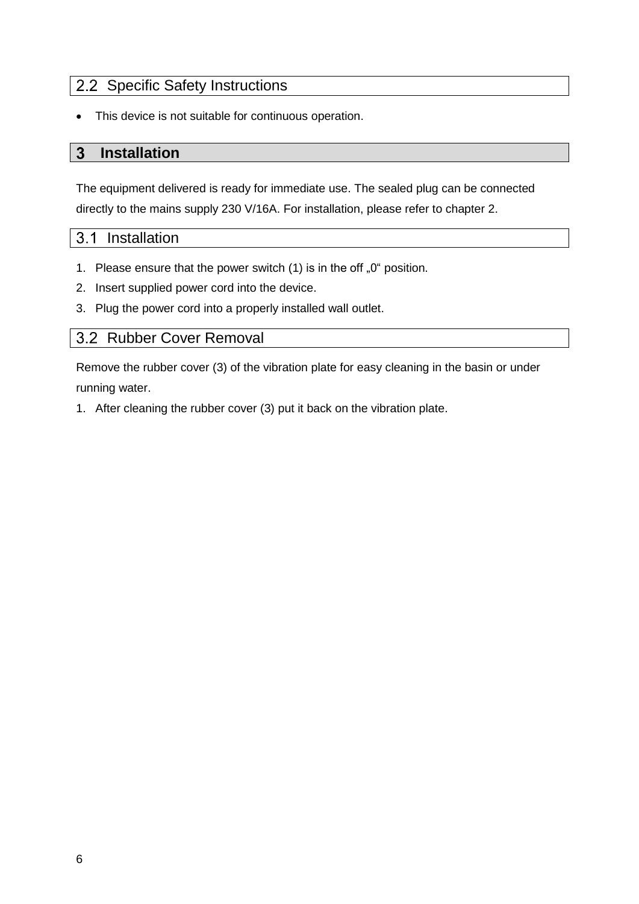## 2.2 Specific Safety Instructions

- This device is not suitable for continuous operation.

# 3 Installation

The equipment delivered is ready for immediate use. The sealed plug can be connected directly to the mains supply 230 V/16A. For installation, please refer to chapter 2.

## 3.1 Installation

1. Please ensure that the power switch (1) is in the off „0“ position.
2. Insert supplied power cord into the device.
3. Plug the power cord into a properly installed wall outlet.

## 3.2 Rubber Cover Removal

Remove the rubber cover (3) of the vibration plate for easy cleaning in the basin or under running water.

1. After cleaning the rubber cover (3) put it back on the vibration plate.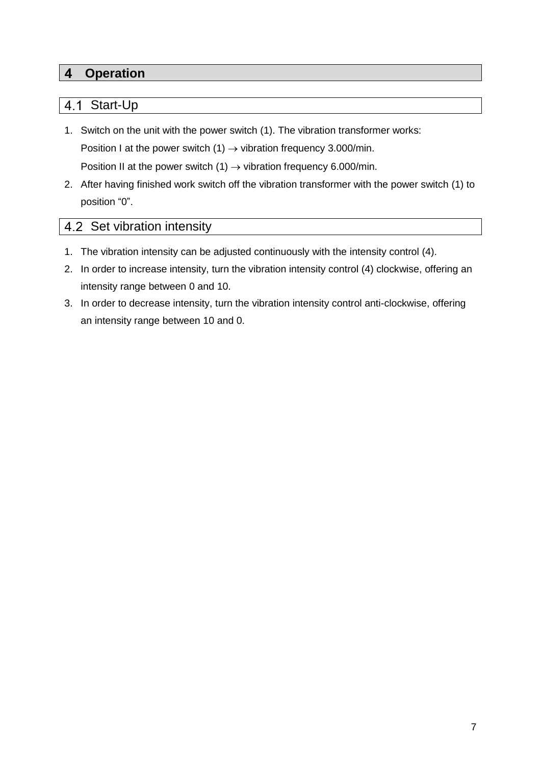# 4 Operation

## 4.1 Start-Up

1. Switch on the unit with the power switch (1). The vibration transformer works:
   Position I at the power switch (1) → vibration frequency 3.000/min.
   Position II at the power switch (1) → vibration frequency 6.000/min.
2. After having finished work switch off the vibration transformer with the power switch (1) to position “0”.

## 4.2 Set vibration intensity

1. The vibration intensity can be adjusted continuously with the intensity control (4).
2. In order to increase intensity, turn the vibration intensity control (4) clockwise, offering an intensity range between 0 and 10.
3. In order to decrease intensity, turn the vibration intensity control anti-clockwise, offering an intensity range between 10 and 0.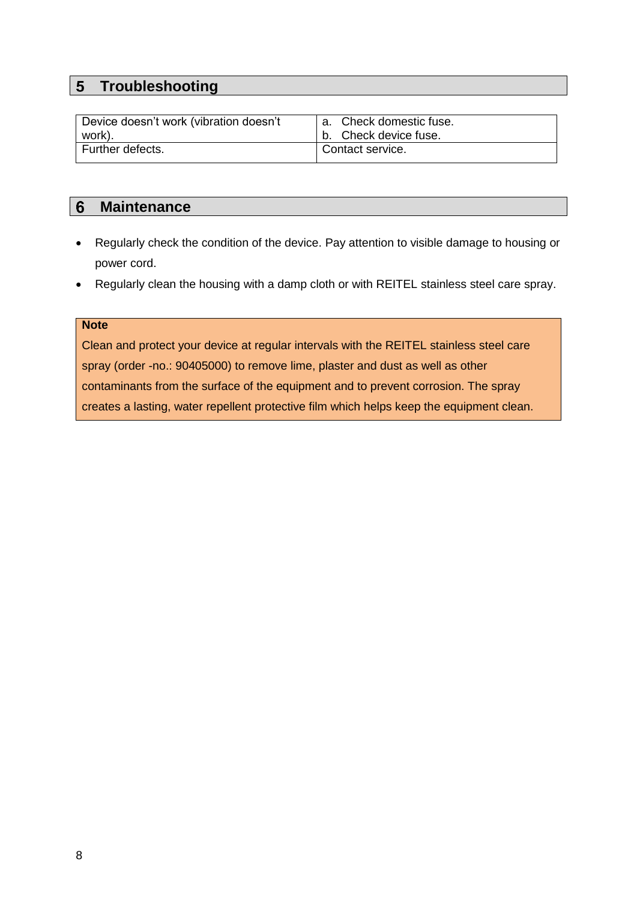# 5 Troubleshooting

| Problem | Solution |
| --- | --- |
| Device doesn't work (vibration doesn't work). | a. Check domestic fuse.<br>b. Check device fuse. |
| Further defects. | Contact service. |

# 6 Maintenance

- Regularly check the condition of the device. Pay attention to visible damage to housing or power cord.
- Regularly clean the housing with a damp cloth or with REITEL stainless steel care spray.

> **Note**
>
> Clean and protect your device at regular intervals with the REITEL stainless steel care spray (order -no.: 90405000) to remove lime, plaster and dust as well as other contaminants from the surface of the equipment and to prevent corrosion. The spray creates a lasting, water repellent protective film which helps keep the equipment clean.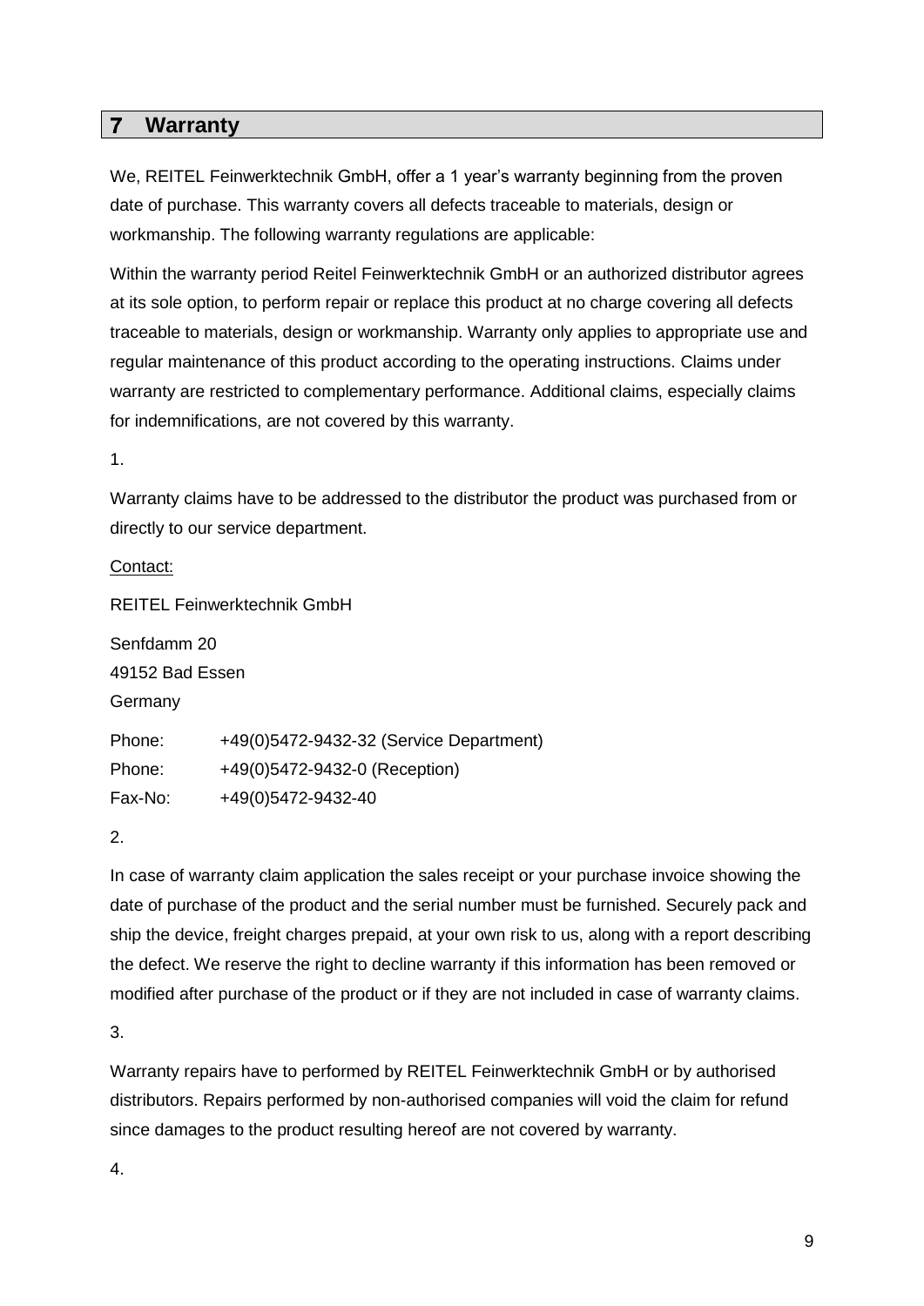# 7 Warranty

We, REITEL Feinwerktechnik GmbH, offer a 1 year's warranty beginning from the proven date of purchase. This warranty covers all defects traceable to materials, design or workmanship. The following warranty regulations are applicable:

Within the warranty period Reitel Feinwerktechnik GmbH or an authorized distributor agrees at its sole option, to perform repair or replace this product at no charge covering all defects traceable to materials, design or workmanship. Warranty only applies to appropriate use and regular maintenance of this product according to the operating instructions. Claims under warranty are restricted to complementary performance. Additional claims, especially claims for indemnifications, are not covered by this warranty.

1.

Warranty claims have to be addressed to the distributor the product was purchased from or directly to our service department.

Contact:

REITEL Feinwerktechnik GmbH

Senfdamm 20
49152 Bad Essen
Germany

Phone: +49(0)5472-9432-32 (Service Department)
Phone: +49(0)5472-9432-0 (Reception)
Fax-No: +49(0)5472-9432-40

2.

In case of warranty claim application the sales receipt or your purchase invoice showing the date of purchase of the product and the serial number must be furnished. Securely pack and ship the device, freight charges prepaid, at your own risk to us, along with a report describing the defect. We reserve the right to decline warranty if this information has been removed or modified after purchase of the product or if they are not included in case of warranty claims.

3.

Warranty repairs have to performed by REITEL Feinwerktechnik GmbH or by authorised distributors. Repairs performed by non-authorised companies will void the claim for refund since damages to the product resulting hereof are not covered by warranty.

4.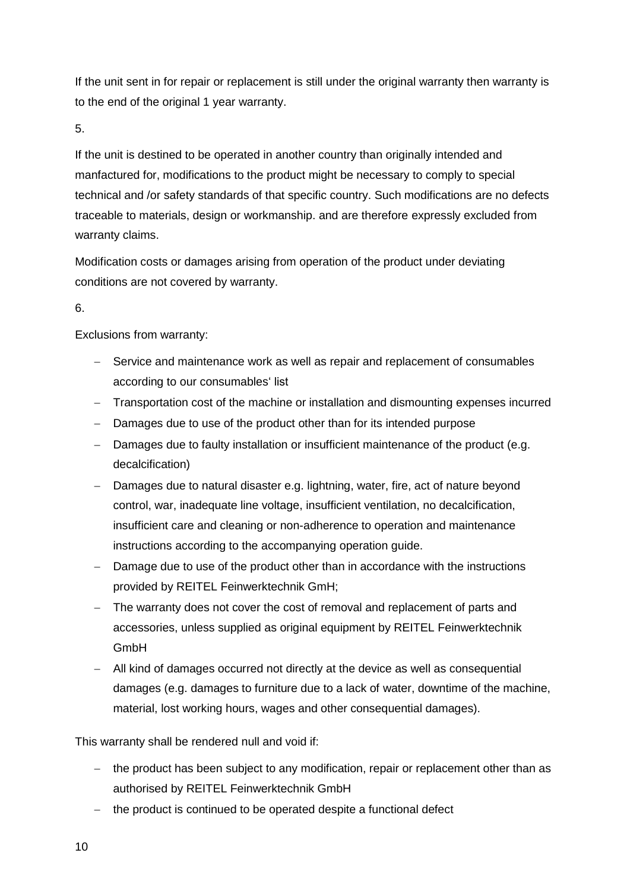If the unit sent in for repair or replacement is still under the original warranty then warranty is to the end of the original 1 year warranty.

5.

If the unit is destined to be operated in another country than originally intended and manfactured for, modifications to the product might be necessary to comply to special technical and /or safety standards of that specific country. Such modifications are no defects traceable to materials, design or workmanship. and are therefore expressly excluded from warranty claims.

Modification costs or damages arising from operation of the product under deviating conditions are not covered by warranty.

6.

Exclusions from warranty:

- Service and maintenance work as well as repair and replacement of consumables according to our consumables' list
- Transportation cost of the machine or installation and dismounting expenses incurred
- Damages due to use of the product other than for its intended purpose
- Damages due to faulty installation or insufficient maintenance of the product (e.g. decalcification)
- Damages due to natural disaster e.g. lightning, water, fire, act of nature beyond control, war, inadequate line voltage, insufficient ventilation, no decalcification, insufficient care and cleaning or non-adherence to operation and maintenance instructions according to the accompanying operation guide.
- Damage due to use of the product other than in accordance with the instructions provided by REITEL Feinwerktechnik GmH;
- The warranty does not cover the cost of removal and replacement of parts and accessories, unless supplied as original equipment by REITEL Feinwerktechnik GmbH
- All kind of damages occurred not directly at the device as well as consequential damages (e.g. damages to furniture due to a lack of water, downtime of the machine, material, lost working hours, wages and other consequential damages).

This warranty shall be rendered null and void if:

- the product has been subject to any modification, repair or replacement other than as authorised by REITEL Feinwerktechnik GmbH
- the product is continued to be operated despite a functional defect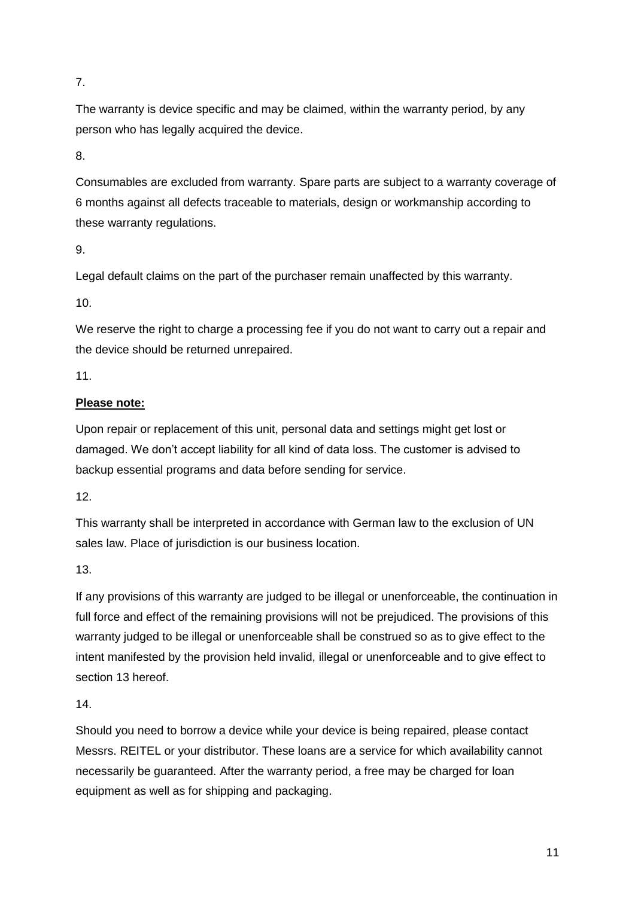7.

The warranty is device specific and may be claimed, within the warranty period, by any person who has legally acquired the device.

8.

Consumables are excluded from warranty. Spare parts are subject to a warranty coverage of 6 months against all defects traceable to materials, design or workmanship according to these warranty regulations.

9.

Legal default claims on the part of the purchaser remain unaffected by this warranty.

10.

We reserve the right to charge a processing fee if you do not want to carry out a repair and the device should be returned unrepaired.

11.

**Please note:**

Upon repair or replacement of this unit, personal data and settings might get lost or damaged. We don't accept liability for all kind of data loss. The customer is advised to backup essential programs and data before sending for service.

12.

This warranty shall be interpreted in accordance with German law to the exclusion of UN sales law. Place of jurisdiction is our business location.

13.

If any provisions of this warranty are judged to be illegal or unenforceable, the continuation in full force and effect of the remaining provisions will not be prejudiced. The provisions of this warranty judged to be illegal or unenforceable shall be construed so as to give effect to the intent manifested by the provision held invalid, illegal or unenforceable and to give effect to section 13 hereof.

14.

Should you need to borrow a device while your device is being repaired, please contact Messrs. REITEL or your distributor. These loans are a service for which availability cannot necessarily be guaranteed. After the warranty period, a free may be charged for loan equipment as well as for shipping and packaging.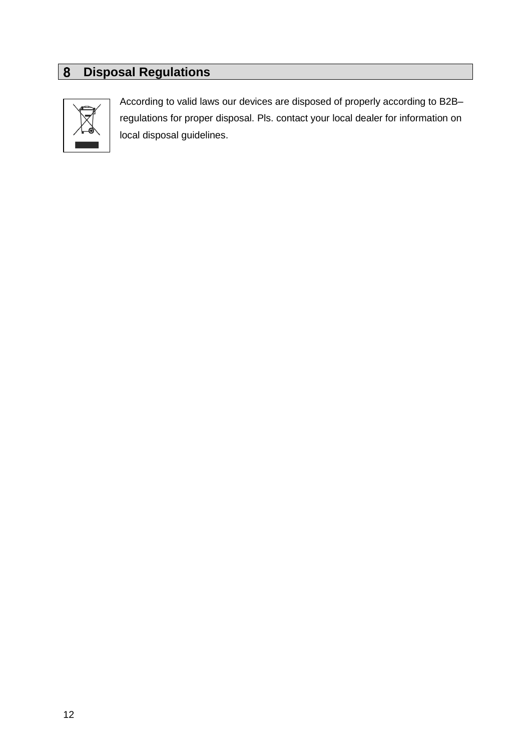# 8 Disposal Regulations

According to valid laws our devices are disposed of properly according to B2B–regulations for proper disposal. Pls. contact your local dealer for information on local disposal guidelines.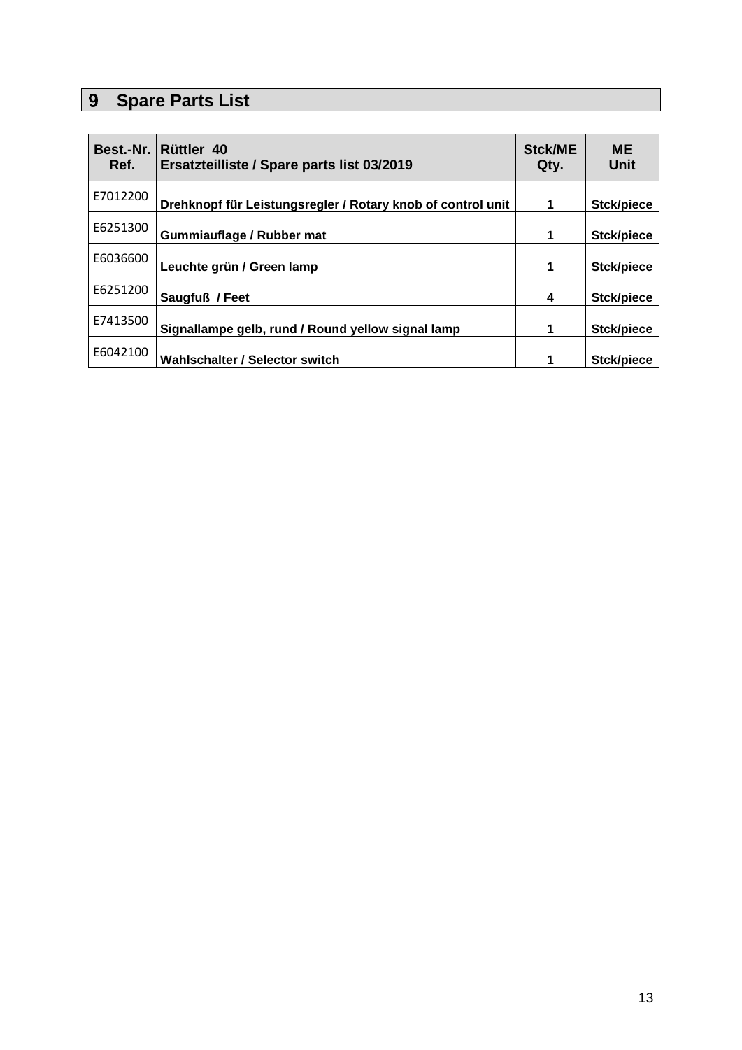# 9 Spare Parts List

| Best.-Nr. Ref. | Rüttler 40<br>Ersatzteilliste / Spare parts list 03/2019 | Stck/ME Qty. | ME Unit |
|---|---|---|---|
| E7012200 | **Drehknopf für Leistungsregler / Rotary knob of control unit** | **1** | **Stck/piece** |
| E6251300 | **Gummiauflage / Rubber mat** | **1** | **Stck/piece** |
| E6036600 | **Leuchte grün / Green lamp** | **1** | **Stck/piece** |
| E6251200 | **Saugfuß / Feet** | **4** | **Stck/piece** |
| E7413500 | **Signallampe gelb, rund / Round yellow signal lamp** | **1** | **Stck/piece** |
| E6042100 | **Wahlschalter / Selector switch** | **1** | **Stck/piece** |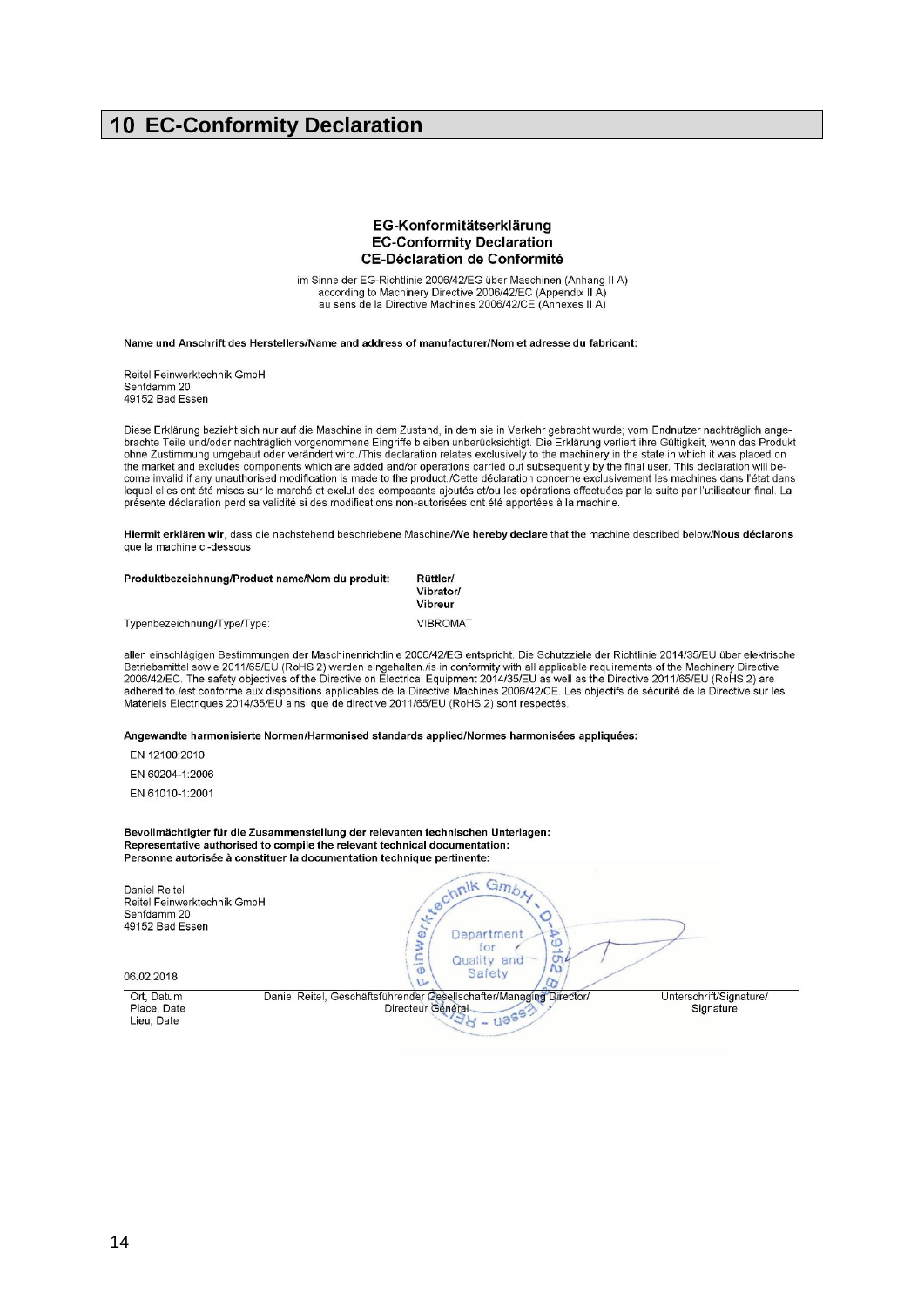## 10 EC-Conformity Declaration

**EG-Konformitätserklärung**
**EC-Conformity Declaration**
**CE-Déclaration de Conformité**

im Sinne der EG-Richtlinie 2006/42/EG über Maschinen (Anhang II A)
according to Machinery Directive 2006/42/EC (Appendix II A)
au sens de la Directive Machines 2006/42/CE (Annexes II A)

**Name und Anschrift des Herstellers/Name and address of manufacturer/Nom et adresse du fabricant:**

Reitel Feinwerktechnik GmbH
Senfdamm 20
49152 Bad Essen

Diese Erklärung bezieht sich nur auf die Maschine in dem Zustand, in dem sie in Verkehr gebracht wurde; vom Endnutzer nachträglich angebrachte Teile und/oder nachträglich vorgenommene Eingriffe bleiben unberücksichtigt. Die Erklärung verliert ihre Gültigkeit, wenn das Produkt ohne Zustimmung umgebaut oder verändert wird./This declaration relates exclusively to the machinery in the state in which it was placed on the market and excludes components which are added and/or operations carried out subsequently by the final user. This declaration will become invalid if any unauthorised modification is made to the product./Cette déclaration concerne exclusivement les machines dans l'état dans lequel elles ont été mises sur le marché et exclut des composants ajoutés et/ou les opérations effectuées par la suite par l'utilisateur final. La présente déclaration perd sa validité si des modifications non-autorisées ont été apportées à la machine.

**Hiermit erklären wir**, dass die nachstehend beschriebene Maschine/**We hereby declare** that the machine described below/**Nous déclarons** que la machine ci-dessous

| | |
|---|---|
| **Produktbezeichnung/Product name/Nom du produit:** | **Rüttler/ Vibrator/ Vibreur** |
| Typenbezeichnung/Type/Type: | VIBROMAT |

allen einschlägigen Bestimmungen der Maschinenrichtlinie 2006/42/EG entspricht. Die Schutzziele der Richtlinie 2014/35/EU über elektrische Betriebsmittel sowie 2011/65/EU (RoHS 2) werden eingehalten./is in conformity with all applicable requirements of the Machinery Directive 2006/42/EC. The safety objectives of the Directive on Electrical Equipment 2014/35/EU as well as the Directive 2011/65/EU (RoHS 2) are adhered to./est conforme aux dispositions applicables de la Directive Machines 2006/42/CE. Les objectifs de sécurité de la Directive sur les Matériels Electriques 2014/35/EU ainsi que de directive 2011/65/EU (RoHS 2) sont respectés.

**Angewandte harmonisierte Normen/Harmonised standards applied/Normes harmonisées appliquées:**

EN 12100:2010

EN 60204-1:2006

EN 61010-1:2001

**Bevollmächtigter für die Zusammenstellung der relevanten technischen Unterlagen:**
**Representative authorised to compile the relevant technical documentation:**
**Personne autorisée à constituer la documentation technique pertinente:**

Daniel Reitel
Reitel Feinwerktechnik GmbH
Senfdamm 20
49152 Bad Essen

Feinwerktechnik GmbH - D-49152 Bad Essen – Department for Quality and Safety

| 06.02.2018 | | |
|---|---|---|
| Ort, Datum / Place, Date / Lieu, Date | Daniel Reitel, Geschäftsführender Gesellschafter/Managing Director/ Directeur Général | Unterschrift/Signature/ Signature |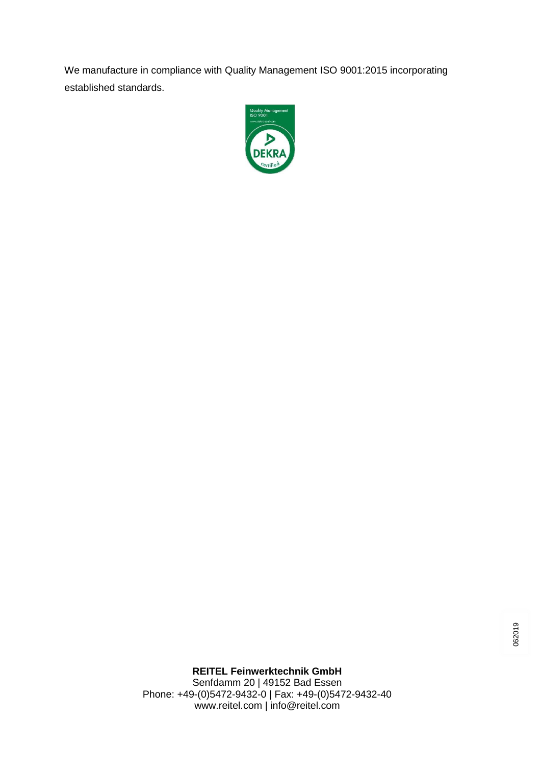We manufacture in compliance with Quality Management ISO 9001:2015 incorporating established standards.

**REITEL Feinwerktechnik GmbH**
Senfdamm 20 | 49152 Bad Essen
Phone: +49-(0)5472-9432-0 | Fax: +49-(0)5472-9432-40
www.reitel.com | info@reitel.com

062019